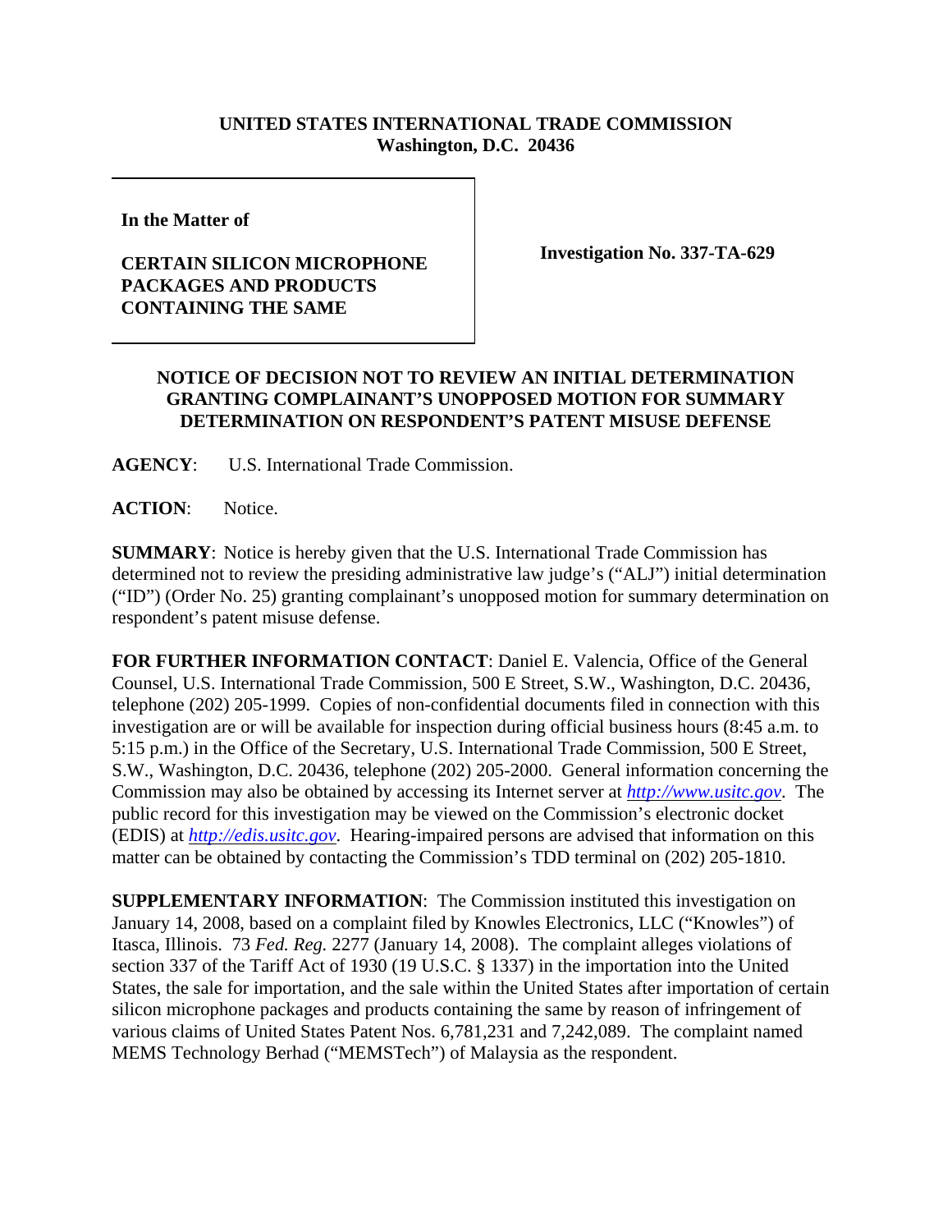**UNITED STATES INTERNATIONAL TRADE COMMISSION**
**Washington, D.C. 20436**

**In the Matter of**

**CERTAIN SILICON MICROPHONE PACKAGES AND PRODUCTS CONTAINING THE SAME**

**Investigation No. 337-TA-629**

**NOTICE OF DECISION NOT TO REVIEW AN INITIAL DETERMINATION GRANTING COMPLAINANT'S UNOPPOSED MOTION FOR SUMMARY DETERMINATION ON RESPONDENT'S PATENT MISUSE DEFENSE**

**AGENCY**: U.S. International Trade Commission.

**ACTION**: Notice.

**SUMMARY**: Notice is hereby given that the U.S. International Trade Commission has determined not to review the presiding administrative law judge's ("ALJ") initial determination ("ID") (Order No. 25) granting complainant's unopposed motion for summary determination on respondent's patent misuse defense.

**FOR FURTHER INFORMATION CONTACT**: Daniel E. Valencia, Office of the General Counsel, U.S. International Trade Commission, 500 E Street, S.W., Washington, D.C. 20436, telephone (202) 205-1999. Copies of non-confidential documents filed in connection with this investigation are or will be available for inspection during official business hours (8:45 a.m. to 5:15 p.m.) in the Office of the Secretary, U.S. International Trade Commission, 500 E Street, S.W., Washington, D.C. 20436, telephone (202) 205-2000. General information concerning the Commission may also be obtained by accessing its Internet server at *http://www.usitc.gov*. The public record for this investigation may be viewed on the Commission's electronic docket (EDIS) at *http://edis.usitc.gov*. Hearing-impaired persons are advised that information on this matter can be obtained by contacting the Commission's TDD terminal on (202) 205-1810.

**SUPPLEMENTARY INFORMATION**: The Commission instituted this investigation on January 14, 2008, based on a complaint filed by Knowles Electronics, LLC ("Knowles") of Itasca, Illinois. 73 *Fed. Reg.* 2277 (January 14, 2008). The complaint alleges violations of section 337 of the Tariff Act of 1930 (19 U.S.C. § 1337) in the importation into the United States, the sale for importation, and the sale within the United States after importation of certain silicon microphone packages and products containing the same by reason of infringement of various claims of United States Patent Nos. 6,781,231 and 7,242,089. The complaint named MEMS Technology Berhad ("MEMSTech") of Malaysia as the respondent.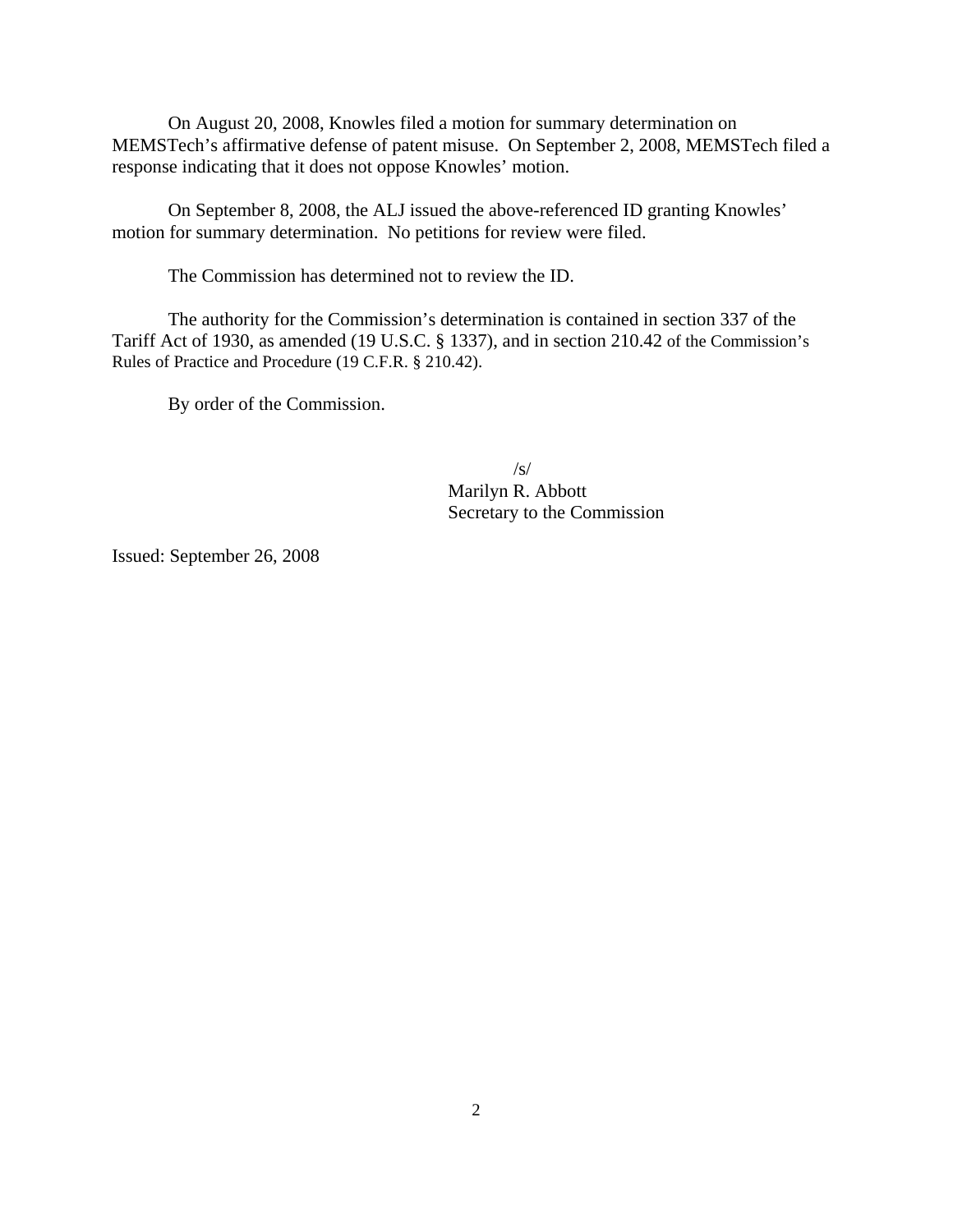On August 20, 2008, Knowles filed a motion for summary determination on MEMSTech's affirmative defense of patent misuse. On September 2, 2008, MEMSTech filed a response indicating that it does not oppose Knowles' motion.

On September 8, 2008, the ALJ issued the above-referenced ID granting Knowles' motion for summary determination. No petitions for review were filed.

The Commission has determined not to review the ID.

The authority for the Commission's determination is contained in section 337 of the Tariff Act of 1930, as amended (19 U.S.C. § 1337), and in section 210.42 of the Commission's Rules of Practice and Procedure (19 C.F.R. § 210.42).

By order of the Commission.

/s/
Marilyn R. Abbott
Secretary to the Commission

Issued: September 26, 2008